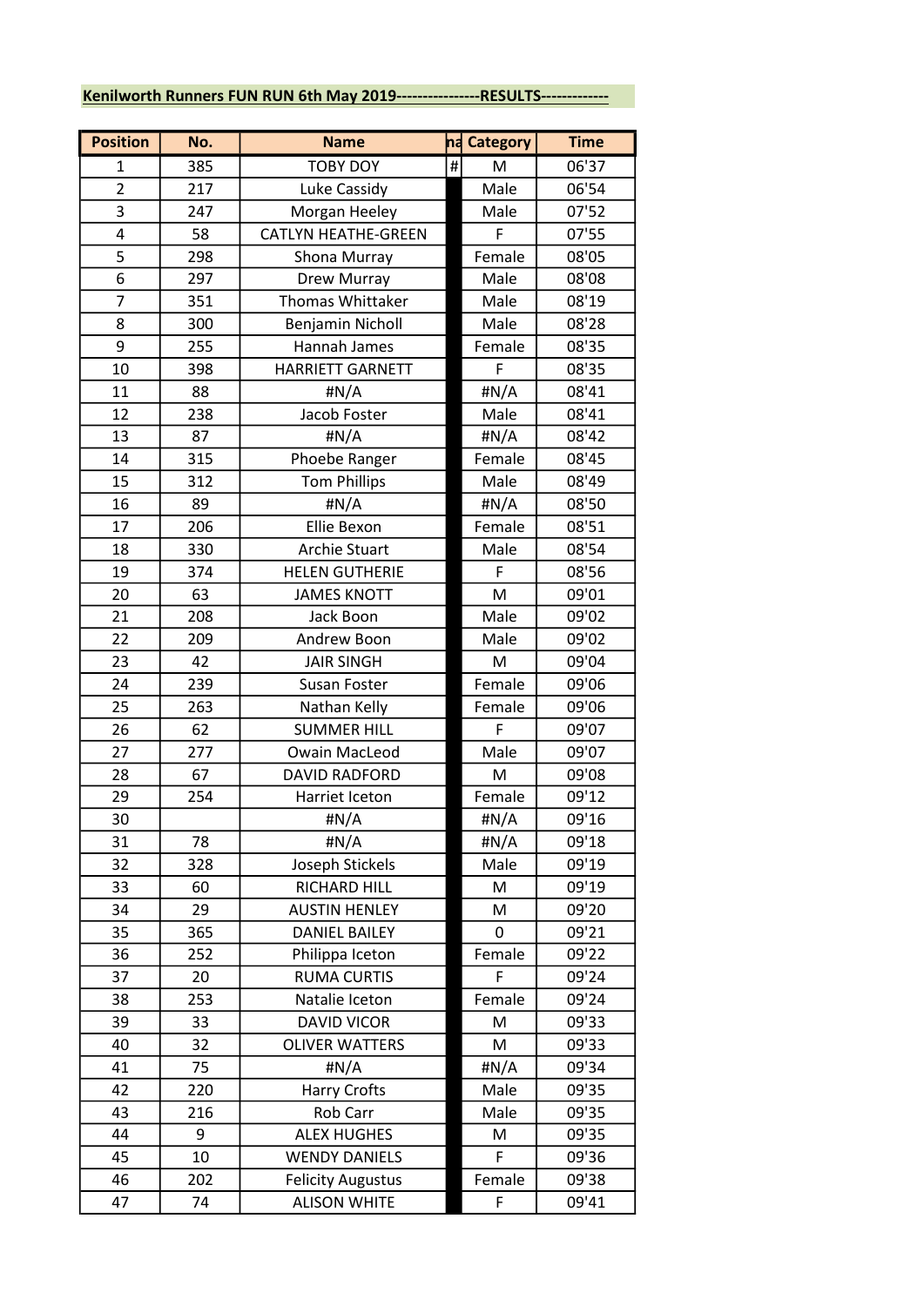**Kenilworth Runners FUN RUN 6th May 2019----------------RESULTS-------------**

| Position | No. | Name | na | Category | Time |
|---|---|---|---|---|---|
| 1 | 385 | TOBY DOY | # | M | 06'37 |
| 2 | 217 | Luke Cassidy | | Male | 06'54 |
| 3 | 247 | Morgan Heeley | | Male | 07'52 |
| 4 | 58 | CATLYN HEATHE-GREEN | | F | 07'55 |
| 5 | 298 | Shona Murray | | Female | 08'05 |
| 6 | 297 | Drew Murray | | Male | 08'08 |
| 7 | 351 | Thomas Whittaker | | Male | 08'19 |
| 8 | 300 | Benjamin Nicholl | | Male | 08'28 |
| 9 | 255 | Hannah James | | Female | 08'35 |
| 10 | 398 | HARRIETT GARNETT | | F | 08'35 |
| 11 | 88 | #N/A | | #N/A | 08'41 |
| 12 | 238 | Jacob Foster | | Male | 08'41 |
| 13 | 87 | #N/A | | #N/A | 08'42 |
| 14 | 315 | Phoebe Ranger | | Female | 08'45 |
| 15 | 312 | Tom Phillips | | Male | 08'49 |
| 16 | 89 | #N/A | | #N/A | 08'50 |
| 17 | 206 | Ellie Bexon | | Female | 08'51 |
| 18 | 330 | Archie Stuart | | Male | 08'54 |
| 19 | 374 | HELEN GUTHERIE | | F | 08'56 |
| 20 | 63 | JAMES KNOTT | | M | 09'01 |
| 21 | 208 | Jack Boon | | Male | 09'02 |
| 22 | 209 | Andrew Boon | | Male | 09'02 |
| 23 | 42 | JAIR SINGH | | M | 09'04 |
| 24 | 239 | Susan Foster | | Female | 09'06 |
| 25 | 263 | Nathan Kelly | | Female | 09'06 |
| 26 | 62 | SUMMER HILL | | F | 09'07 |
| 27 | 277 | Owain MacLeod | | Male | 09'07 |
| 28 | 67 | DAVID RADFORD | | M | 09'08 |
| 29 | 254 | Harriet Iceton | | Female | 09'12 |
| 30 | | #N/A | | #N/A | 09'16 |
| 31 | 78 | #N/A | | #N/A | 09'18 |
| 32 | 328 | Joseph Stickels | | Male | 09'19 |
| 33 | 60 | RICHARD HILL | | M | 09'19 |
| 34 | 29 | AUSTIN HENLEY | | M | 09'20 |
| 35 | 365 | DANIEL BAILEY | | 0 | 09'21 |
| 36 | 252 | Philippa Iceton | | Female | 09'22 |
| 37 | 20 | RUMA CURTIS | | F | 09'24 |
| 38 | 253 | Natalie Iceton | | Female | 09'24 |
| 39 | 33 | DAVID VICOR | | M | 09'33 |
| 40 | 32 | OLIVER WATTERS | | M | 09'33 |
| 41 | 75 | #N/A | | #N/A | 09'34 |
| 42 | 220 | Harry Crofts | | Male | 09'35 |
| 43 | 216 | Rob Carr | | Male | 09'35 |
| 44 | 9 | ALEX HUGHES | | M | 09'35 |
| 45 | 10 | WENDY DANIELS | | F | 09'36 |
| 46 | 202 | Felicity Augustus | | Female | 09'38 |
| 47 | 74 | ALISON WHITE | | F | 09'41 |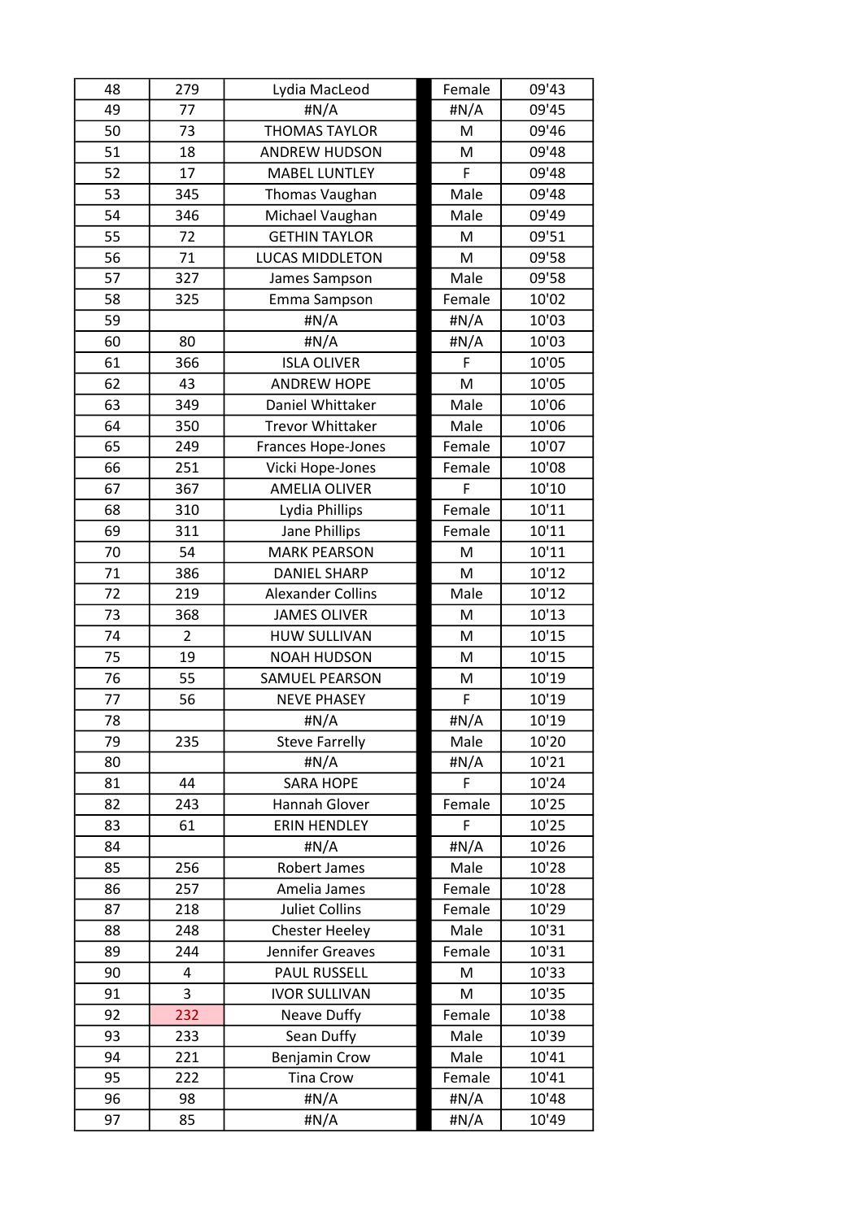| 48 | 279 | Lydia MacLeod | | Female | 09'43 |
|---|---|---|---|---|---|
| 49 | 77 | #N/A | | #N/A | 09'45 |
| 50 | 73 | THOMAS TAYLOR | | M | 09'46 |
| 51 | 18 | ANDREW HUDSON | | M | 09'48 |
| 52 | 17 | MABEL LUNTLEY | | F | 09'48 |
| 53 | 345 | Thomas Vaughan | | Male | 09'48 |
| 54 | 346 | Michael Vaughan | | Male | 09'49 |
| 55 | 72 | GETHIN TAYLOR | | M | 09'51 |
| 56 | 71 | LUCAS MIDDLETON | | M | 09'58 |
| 57 | 327 | James Sampson | | Male | 09'58 |
| 58 | 325 | Emma Sampson | | Female | 10'02 |
| 59 | | #N/A | | #N/A | 10'03 |
| 60 | 80 | #N/A | | #N/A | 10'03 |
| 61 | 366 | ISLA OLIVER | | F | 10'05 |
| 62 | 43 | ANDREW HOPE | | M | 10'05 |
| 63 | 349 | Daniel Whittaker | | Male | 10'06 |
| 64 | 350 | Trevor Whittaker | | Male | 10'06 |
| 65 | 249 | Frances Hope-Jones | | Female | 10'07 |
| 66 | 251 | Vicki Hope-Jones | | Female | 10'08 |
| 67 | 367 | AMELIA OLIVER | | F | 10'10 |
| 68 | 310 | Lydia Phillips | | Female | 10'11 |
| 69 | 311 | Jane Phillips | | Female | 10'11 |
| 70 | 54 | MARK PEARSON | | M | 10'11 |
| 71 | 386 | DANIEL SHARP | | M | 10'12 |
| 72 | 219 | Alexander Collins | | Male | 10'12 |
| 73 | 368 | JAMES OLIVER | | M | 10'13 |
| 74 | 2 | HUW SULLIVAN | | M | 10'15 |
| 75 | 19 | NOAH HUDSON | | M | 10'15 |
| 76 | 55 | SAMUEL PEARSON | | M | 10'19 |
| 77 | 56 | NEVE PHASEY | | F | 10'19 |
| 78 | | #N/A | | #N/A | 10'19 |
| 79 | 235 | Steve Farrelly | | Male | 10'20 |
| 80 | | #N/A | | #N/A | 10'21 |
| 81 | 44 | SARA HOPE | | F | 10'24 |
| 82 | 243 | Hannah Glover | | Female | 10'25 |
| 83 | 61 | ERIN HENDLEY | | F | 10'25 |
| 84 | | #N/A | | #N/A | 10'26 |
| 85 | 256 | Robert James | | Male | 10'28 |
| 86 | 257 | Amelia James | | Female | 10'28 |
| 87 | 218 | Juliet Collins | | Female | 10'29 |
| 88 | 248 | Chester Heeley | | Male | 10'31 |
| 89 | 244 | Jennifer Greaves | | Female | 10'31 |
| 90 | 4 | PAUL RUSSELL | | M | 10'33 |
| 91 | 3 | IVOR SULLIVAN | | M | 10'35 |
| 92 | 232 | Neave Duffy | | Female | 10'38 |
| 93 | 233 | Sean Duffy | | Male | 10'39 |
| 94 | 221 | Benjamin Crow | | Male | 10'41 |
| 95 | 222 | Tina Crow | | Female | 10'41 |
| 96 | 98 | #N/A | | #N/A | 10'48 |
| 97 | 85 | #N/A | | #N/A | 10'49 |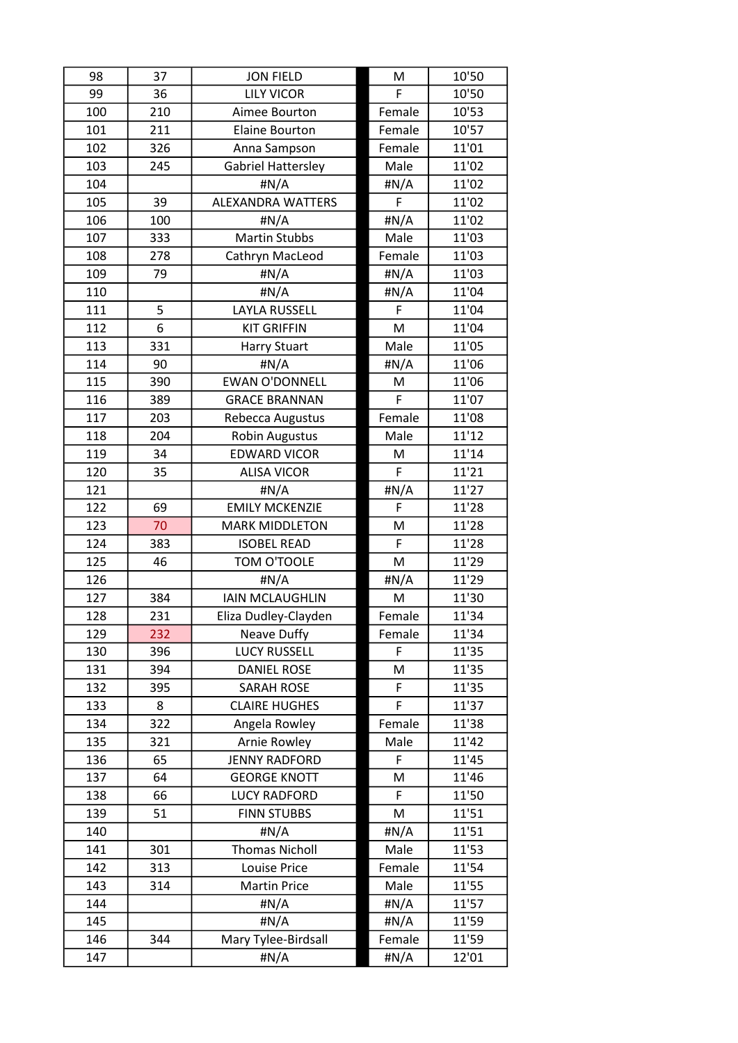| 98 | 37 | JON FIELD | | M | 10'50 |
|---|---|---|---|---|---|
| 99 | 36 | LILY VICOR | | F | 10'50 |
| 100 | 210 | Aimee Bourton | | Female | 10'53 |
| 101 | 211 | Elaine Bourton | | Female | 10'57 |
| 102 | 326 | Anna Sampson | | Female | 11'01 |
| 103 | 245 | Gabriel Hattersley | | Male | 11'02 |
| 104 | | #N/A | | #N/A | 11'02 |
| 105 | 39 | ALEXANDRA WATTERS | | F | 11'02 |
| 106 | 100 | #N/A | | #N/A | 11'02 |
| 107 | 333 | Martin Stubbs | | Male | 11'03 |
| 108 | 278 | Cathryn MacLeod | | Female | 11'03 |
| 109 | 79 | #N/A | | #N/A | 11'03 |
| 110 | | #N/A | | #N/A | 11'04 |
| 111 | 5 | LAYLA RUSSELL | | F | 11'04 |
| 112 | 6 | KIT GRIFFIN | | M | 11'04 |
| 113 | 331 | Harry Stuart | | Male | 11'05 |
| 114 | 90 | #N/A | | #N/A | 11'06 |
| 115 | 390 | EWAN O'DONNELL | | M | 11'06 |
| 116 | 389 | GRACE BRANNAN | | F | 11'07 |
| 117 | 203 | Rebecca Augustus | | Female | 11'08 |
| 118 | 204 | Robin Augustus | | Male | 11'12 |
| 119 | 34 | EDWARD VICOR | | M | 11'14 |
| 120 | 35 | ALISA VICOR | | F | 11'21 |
| 121 | | #N/A | | #N/A | 11'27 |
| 122 | 69 | EMILY MCKENZIE | | F | 11'28 |
| 123 | 70 | MARK MIDDLETON | | M | 11'28 |
| 124 | 383 | ISOBEL READ | | F | 11'28 |
| 125 | 46 | TOM O'TOOLE | | M | 11'29 |
| 126 | | #N/A | | #N/A | 11'29 |
| 127 | 384 | IAIN MCLAUGHLIN | | M | 11'30 |
| 128 | 231 | Eliza Dudley-Clayden | | Female | 11'34 |
| 129 | 232 | Neave Duffy | | Female | 11'34 |
| 130 | 396 | LUCY RUSSELL | | F | 11'35 |
| 131 | 394 | DANIEL ROSE | | M | 11'35 |
| 132 | 395 | SARAH ROSE | | F | 11'35 |
| 133 | 8 | CLAIRE HUGHES | | F | 11'37 |
| 134 | 322 | Angela Rowley | | Female | 11'38 |
| 135 | 321 | Arnie Rowley | | Male | 11'42 |
| 136 | 65 | JENNY RADFORD | | F | 11'45 |
| 137 | 64 | GEORGE KNOTT | | M | 11'46 |
| 138 | 66 | LUCY RADFORD | | F | 11'50 |
| 139 | 51 | FINN STUBBS | | M | 11'51 |
| 140 | | #N/A | | #N/A | 11'51 |
| 141 | 301 | Thomas Nicholl | | Male | 11'53 |
| 142 | 313 | Louise Price | | Female | 11'54 |
| 143 | 314 | Martin Price | | Male | 11'55 |
| 144 | | #N/A | | #N/A | 11'57 |
| 145 | | #N/A | | #N/A | 11'59 |
| 146 | 344 | Mary Tylee-Birdsall | | Female | 11'59 |
| 147 | | #N/A | | #N/A | 12'01 |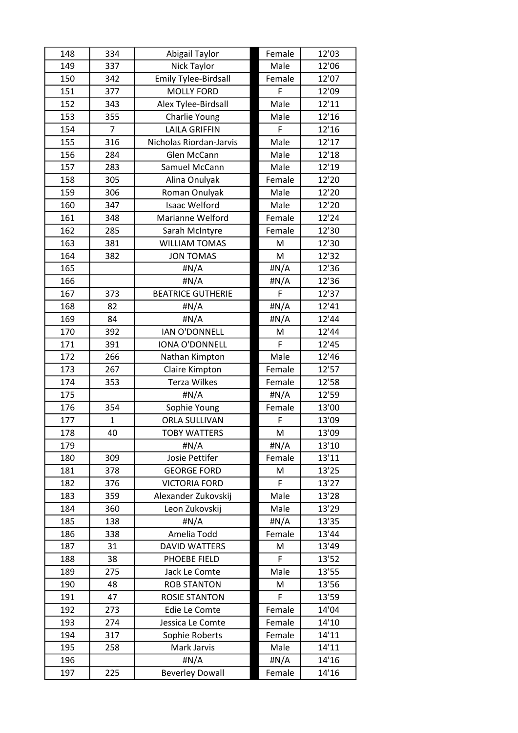| | | | | | |
|---|---|---|---|---|---|
| 148 | 334 | Abigail Taylor | | Female | 12'03 |
| 149 | 337 | Nick Taylor | | Male | 12'06 |
| 150 | 342 | Emily Tylee-Birdsall | | Female | 12'07 |
| 151 | 377 | MOLLY FORD | | F | 12'09 |
| 152 | 343 | Alex Tylee-Birdsall | | Male | 12'11 |
| 153 | 355 | Charlie Young | | Male | 12'16 |
| 154 | 7 | LAILA GRIFFIN | | F | 12'16 |
| 155 | 316 | Nicholas Riordan-Jarvis | | Male | 12'17 |
| 156 | 284 | Glen McCann | | Male | 12'18 |
| 157 | 283 | Samuel McCann | | Male | 12'19 |
| 158 | 305 | Alina Onulyak | | Female | 12'20 |
| 159 | 306 | Roman Onulyak | | Male | 12'20 |
| 160 | 347 | Isaac Welford | | Male | 12'20 |
| 161 | 348 | Marianne Welford | | Female | 12'24 |
| 162 | 285 | Sarah McIntyre | | Female | 12'30 |
| 163 | 381 | WILLIAM TOMAS | | M | 12'30 |
| 164 | 382 | JON TOMAS | | M | 12'32 |
| 165 | | #N/A | | #N/A | 12'36 |
| 166 | | #N/A | | #N/A | 12'36 |
| 167 | 373 | BEATRICE GUTHERIE | | F | 12'37 |
| 168 | 82 | #N/A | | #N/A | 12'41 |
| 169 | 84 | #N/A | | #N/A | 12'44 |
| 170 | 392 | IAN O'DONNELL | | M | 12'44 |
| 171 | 391 | IONA O'DONNELL | | F | 12'45 |
| 172 | 266 | Nathan Kimpton | | Male | 12'46 |
| 173 | 267 | Claire Kimpton | | Female | 12'57 |
| 174 | 353 | Terza Wilkes | | Female | 12'58 |
| 175 | | #N/A | | #N/A | 12'59 |
| 176 | 354 | Sophie Young | | Female | 13'00 |
| 177 | 1 | ORLA SULLIVAN | | F | 13'09 |
| 178 | 40 | TOBY WATTERS | | M | 13'09 |
| 179 | | #N/A | | #N/A | 13'10 |
| 180 | 309 | Josie Pettifer | | Female | 13'11 |
| 181 | 378 | GEORGE FORD | | M | 13'25 |
| 182 | 376 | VICTORIA FORD | | F | 13'27 |
| 183 | 359 | Alexander Zukovskij | | Male | 13'28 |
| 184 | 360 | Leon Zukovskij | | Male | 13'29 |
| 185 | 138 | #N/A | | #N/A | 13'35 |
| 186 | 338 | Amelia Todd | | Female | 13'44 |
| 187 | 31 | DAVID WATTERS | | M | 13'49 |
| 188 | 38 | PHOEBE FIELD | | F | 13'52 |
| 189 | 275 | Jack Le Comte | | Male | 13'55 |
| 190 | 48 | ROB STANTON | | M | 13'56 |
| 191 | 47 | ROSIE STANTON | | F | 13'59 |
| 192 | 273 | Edie Le Comte | | Female | 14'04 |
| 193 | 274 | Jessica Le Comte | | Female | 14'10 |
| 194 | 317 | Sophie Roberts | | Female | 14'11 |
| 195 | 258 | Mark Jarvis | | Male | 14'11 |
| 196 | | #N/A | | #N/A | 14'16 |
| 197 | 225 | Beverley Dowall | | Female | 14'16 |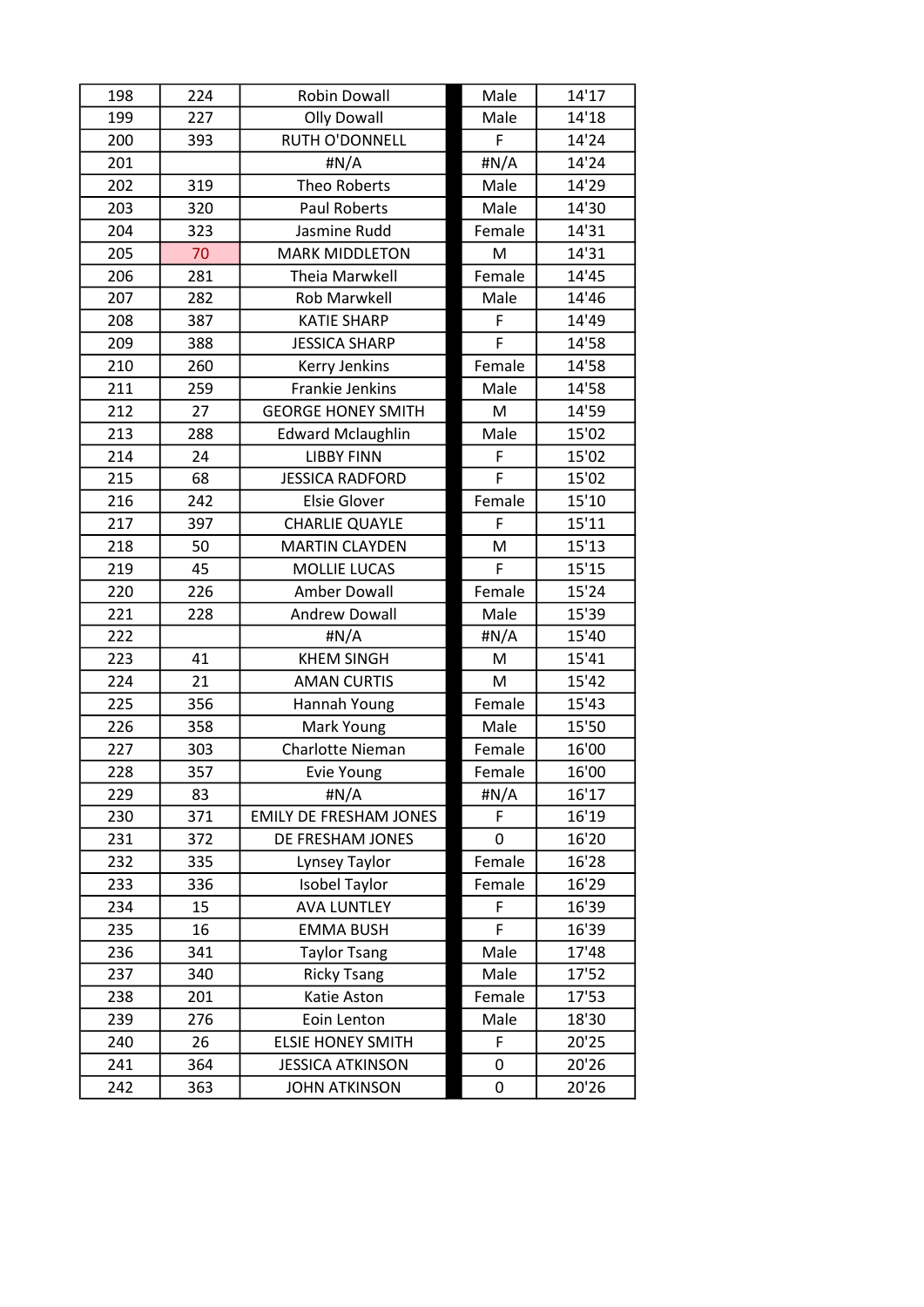| | | | | | |
|---|---|---|---|---|---|
| 198 | 224 | Robin Dowall | | Male | 14'17 |
| 199 | 227 | Olly Dowall | | Male | 14'18 |
| 200 | 393 | RUTH O'DONNELL | | F | 14'24 |
| 201 | | #N/A | | #N/A | 14'24 |
| 202 | 319 | Theo Roberts | | Male | 14'29 |
| 203 | 320 | Paul Roberts | | Male | 14'30 |
| 204 | 323 | Jasmine Rudd | | Female | 14'31 |
| 205 | 70 | MARK MIDDLETON | | M | 14'31 |
| 206 | 281 | Theia Marwkell | | Female | 14'45 |
| 207 | 282 | Rob Marwkell | | Male | 14'46 |
| 208 | 387 | KATIE SHARP | | F | 14'49 |
| 209 | 388 | JESSICA SHARP | | F | 14'58 |
| 210 | 260 | Kerry Jenkins | | Female | 14'58 |
| 211 | 259 | Frankie Jenkins | | Male | 14'58 |
| 212 | 27 | GEORGE HONEY SMITH | | M | 14'59 |
| 213 | 288 | Edward Mclaughlin | | Male | 15'02 |
| 214 | 24 | LIBBY FINN | | F | 15'02 |
| 215 | 68 | JESSICA RADFORD | | F | 15'02 |
| 216 | 242 | Elsie Glover | | Female | 15'10 |
| 217 | 397 | CHARLIE QUAYLE | | F | 15'11 |
| 218 | 50 | MARTIN CLAYDEN | | M | 15'13 |
| 219 | 45 | MOLLIE LUCAS | | F | 15'15 |
| 220 | 226 | Amber Dowall | | Female | 15'24 |
| 221 | 228 | Andrew Dowall | | Male | 15'39 |
| 222 | | #N/A | | #N/A | 15'40 |
| 223 | 41 | KHEM SINGH | | M | 15'41 |
| 224 | 21 | AMAN CURTIS | | M | 15'42 |
| 225 | 356 | Hannah Young | | Female | 15'43 |
| 226 | 358 | Mark Young | | Male | 15'50 |
| 227 | 303 | Charlotte Nieman | | Female | 16'00 |
| 228 | 357 | Evie Young | | Female | 16'00 |
| 229 | 83 | #N/A | | #N/A | 16'17 |
| 230 | 371 | EMILY DE FRESHAM JONES | | F | 16'19 |
| 231 | 372 | DE FRESHAM JONES | | 0 | 16'20 |
| 232 | 335 | Lynsey Taylor | | Female | 16'28 |
| 233 | 336 | Isobel Taylor | | Female | 16'29 |
| 234 | 15 | AVA LUNTLEY | | F | 16'39 |
| 235 | 16 | EMMA BUSH | | F | 16'39 |
| 236 | 341 | Taylor Tsang | | Male | 17'48 |
| 237 | 340 | Ricky Tsang | | Male | 17'52 |
| 238 | 201 | Katie Aston | | Female | 17'53 |
| 239 | 276 | Eoin Lenton | | Male | 18'30 |
| 240 | 26 | ELSIE HONEY SMITH | | F | 20'25 |
| 241 | 364 | JESSICA ATKINSON | | 0 | 20'26 |
| 242 | 363 | JOHN ATKINSON | | 0 | 20'26 |